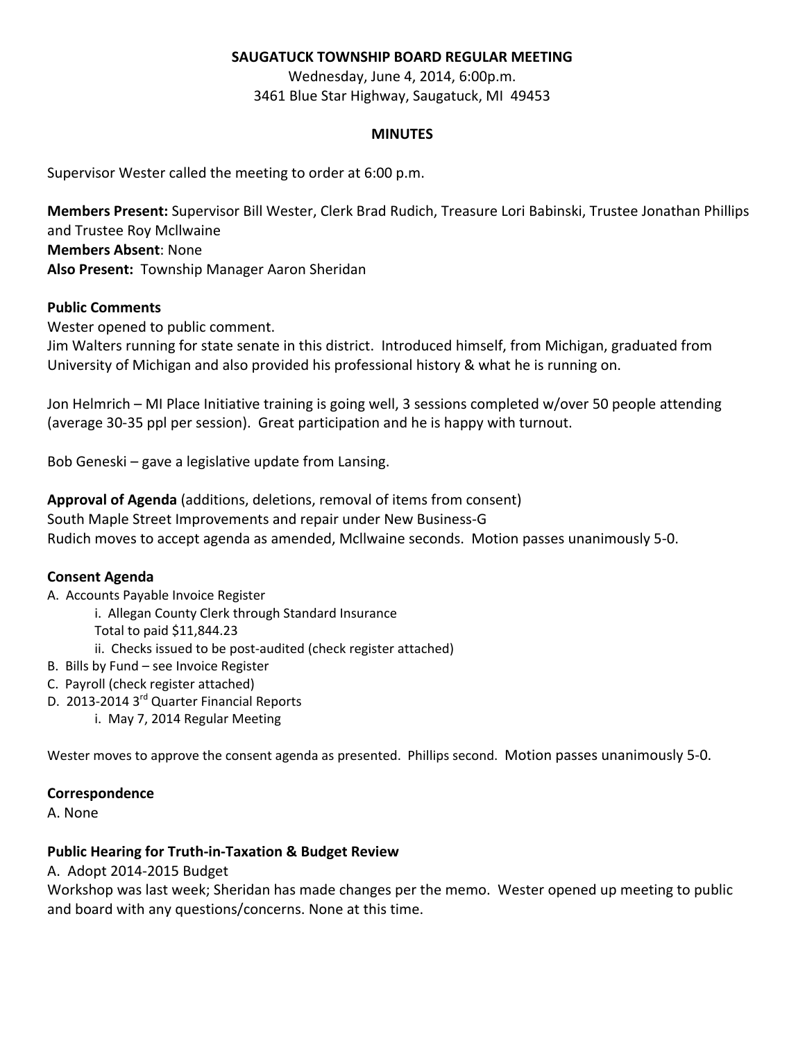**SAUGATUCK TOWNSHIP BOARD REGULAR MEETING**

Wednesday, June 4, 2014, 6:00p.m.
3461 Blue Star Highway, Saugatuck, MI 49453

**MINUTES**

Supervisor Wester called the meeting to order at 6:00 p.m.

**Members Present:** Supervisor Bill Wester, Clerk Brad Rudich, Treasure Lori Babinski, Trustee Jonathan Phillips and Trustee Roy Mcllwaine
**Members Absent**: None
**Also Present:** Township Manager Aaron Sheridan

**Public Comments**

Wester opened to public comment.
Jim Walters running for state senate in this district. Introduced himself, from Michigan, graduated from University of Michigan and also provided his professional history & what he is running on.

Jon Helmrich – MI Place Initiative training is going well, 3 sessions completed w/over 50 people attending (average 30-35 ppl per session). Great participation and he is happy with turnout.

Bob Geneski – gave a legislative update from Lansing.

**Approval of Agenda** (additions, deletions, removal of items from consent)
South Maple Street Improvements and repair under New Business-G
Rudich moves to accept agenda as amended, Mcllwaine seconds. Motion passes unanimously 5-0.

**Consent Agenda**

A. Accounts Payable Invoice Register
  i. Allegan County Clerk through Standard Insurance
  Total to paid $11,844.23
  ii. Checks issued to be post-audited (check register attached)
B. Bills by Fund – see Invoice Register
C. Payroll (check register attached)
D. 2013-2014 3rd Quarter Financial Reports
  i. May 7, 2014 Regular Meeting

Wester moves to approve the consent agenda as presented. Phillips second. Motion passes unanimously 5-0.

**Correspondence**

A. None

**Public Hearing for Truth-in-Taxation & Budget Review**

A. Adopt 2014-2015 Budget
Workshop was last week; Sheridan has made changes per the memo. Wester opened up meeting to public and board with any questions/concerns. None at this time.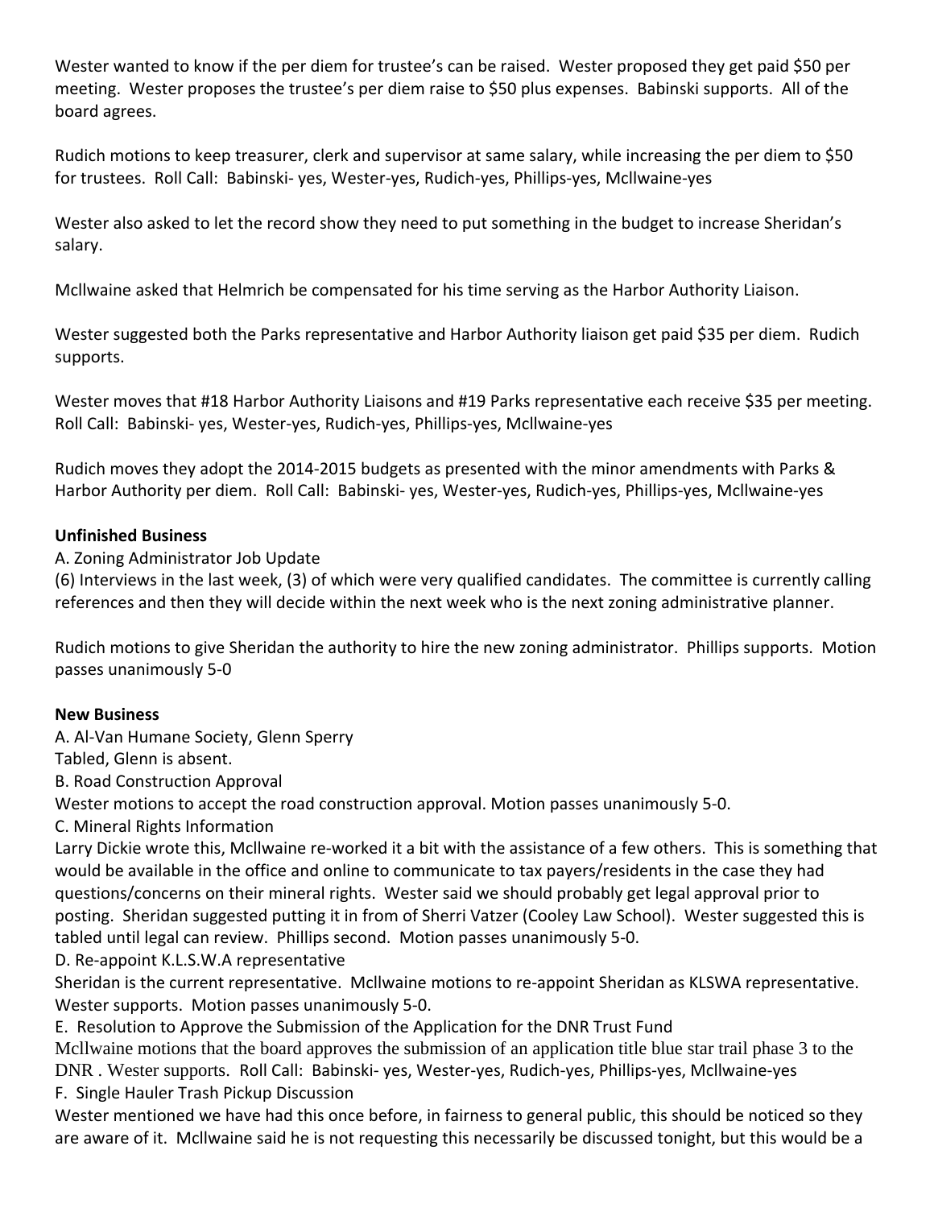Wester wanted to know if the per diem for trustee's can be raised. Wester proposed they get paid $50 per meeting. Wester proposes the trustee's per diem raise to $50 plus expenses. Babinski supports. All of the board agrees.

Rudich motions to keep treasurer, clerk and supervisor at same salary, while increasing the per diem to $50 for trustees. Roll Call: Babinski- yes, Wester-yes, Rudich-yes, Phillips-yes, Mcllwaine-yes

Wester also asked to let the record show they need to put something in the budget to increase Sheridan's salary.

Mcllwaine asked that Helmrich be compensated for his time serving as the Harbor Authority Liaison.

Wester suggested both the Parks representative and Harbor Authority liaison get paid $35 per diem. Rudich supports.

Wester moves that #18 Harbor Authority Liaisons and #19 Parks representative each receive $35 per meeting. Roll Call: Babinski- yes, Wester-yes, Rudich-yes, Phillips-yes, Mcllwaine-yes

Rudich moves they adopt the 2014-2015 budgets as presented with the minor amendments with Parks & Harbor Authority per diem. Roll Call: Babinski- yes, Wester-yes, Rudich-yes, Phillips-yes, Mcllwaine-yes

**Unfinished Business**

A. Zoning Administrator Job Update

(6) Interviews in the last week, (3) of which were very qualified candidates. The committee is currently calling references and then they will decide within the next week who is the next zoning administrative planner.

Rudich motions to give Sheridan the authority to hire the new zoning administrator. Phillips supports. Motion passes unanimously 5-0

**New Business**

A. Al-Van Humane Society, Glenn Sperry

Tabled, Glenn is absent.

B. Road Construction Approval

Wester motions to accept the road construction approval. Motion passes unanimously 5-0.

C. Mineral Rights Information

Larry Dickie wrote this, Mcllwaine re-worked it a bit with the assistance of a few others. This is something that would be available in the office and online to communicate to tax payers/residents in the case they had questions/concerns on their mineral rights. Wester said we should probably get legal approval prior to posting. Sheridan suggested putting it in from of Sherri Vatzer (Cooley Law School). Wester suggested this is tabled until legal can review. Phillips second. Motion passes unanimously 5-0.

D. Re-appoint K.L.S.W.A representative

Sheridan is the current representative. Mcllwaine motions to re-appoint Sheridan as KLSWA representative. Wester supports. Motion passes unanimously 5-0.

E. Resolution to Approve the Submission of the Application for the DNR Trust Fund

Mcllwaine motions that the board approves the submission of an application title blue star trail phase 3 to the DNR . Wester supports. Roll Call: Babinski- yes, Wester-yes, Rudich-yes, Phillips-yes, Mcllwaine-yes

F. Single Hauler Trash Pickup Discussion

Wester mentioned we have had this once before, in fairness to general public, this should be noticed so they are aware of it. Mcllwaine said he is not requesting this necessarily be discussed tonight, but this would be a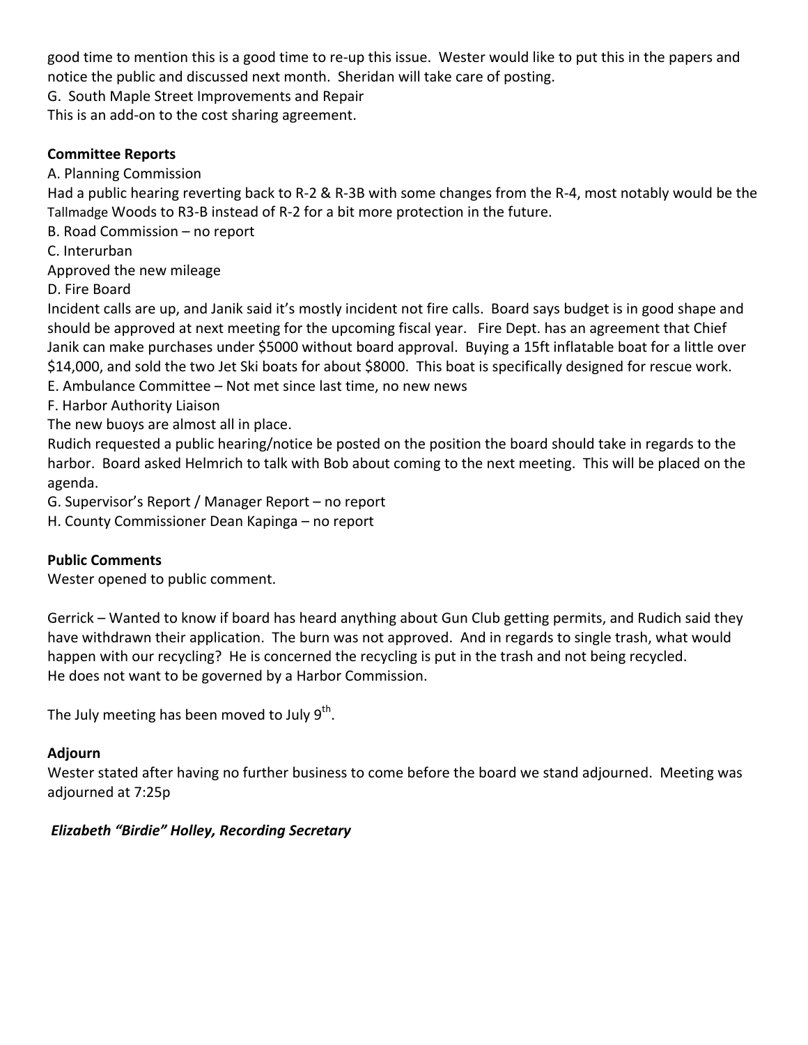good time to mention this is a good time to re-up this issue. Wester would like to put this in the papers and notice the public and discussed next month. Sheridan will take care of posting.

G. South Maple Street Improvements and Repair

This is an add-on to the cost sharing agreement.

**Committee Reports**

A. Planning Commission

Had a public hearing reverting back to R-2 & R-3B with some changes from the R-4, most notably would be the Tallmadge Woods to R3-B instead of R-2 for a bit more protection in the future.

B. Road Commission – no report

C. Interurban

Approved the new mileage

D. Fire Board

Incident calls are up, and Janik said it's mostly incident not fire calls. Board says budget is in good shape and should be approved at next meeting for the upcoming fiscal year. Fire Dept. has an agreement that Chief Janik can make purchases under $5000 without board approval. Buying a 15ft inflatable boat for a little over $14,000, and sold the two Jet Ski boats for about $8000. This boat is specifically designed for rescue work.

E. Ambulance Committee – Not met since last time, no new news

F. Harbor Authority Liaison

The new buoys are almost all in place.

Rudich requested a public hearing/notice be posted on the position the board should take in regards to the harbor. Board asked Helmrich to talk with Bob about coming to the next meeting. This will be placed on the agenda.

G. Supervisor's Report / Manager Report – no report

H. County Commissioner Dean Kapinga – no report

**Public Comments**

Wester opened to public comment.

Gerrick – Wanted to know if board has heard anything about Gun Club getting permits, and Rudich said they have withdrawn their application. The burn was not approved. And in regards to single trash, what would happen with our recycling? He is concerned the recycling is put in the trash and not being recycled. He does not want to be governed by a Harbor Commission.

The July meeting has been moved to July 9th.

**Adjourn**

Wester stated after having no further business to come before the board we stand adjourned. Meeting was adjourned at 7:25p

***Elizabeth "Birdie" Holley, Recording Secretary***